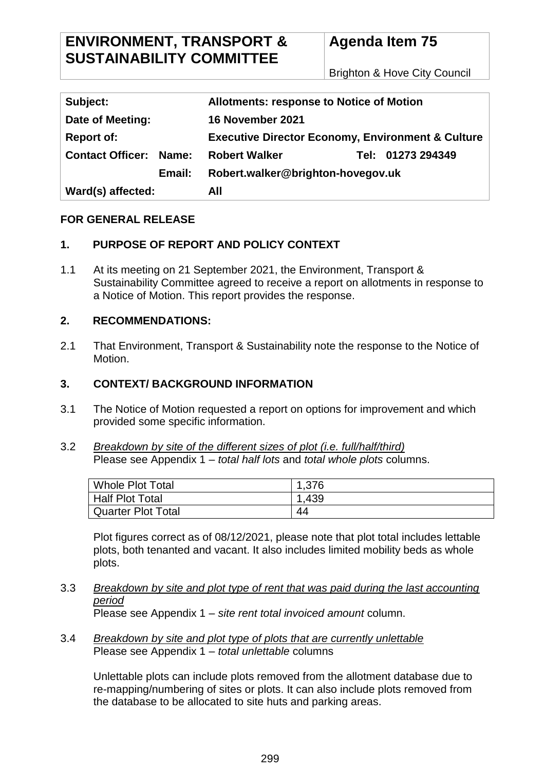| ENVIRONMENT, TRANSPORT & SUSTAINABILITY COMMITTEE | Agenda Item 75 |
|---|---|
| | Brighton & Hove City Council |

| | | | |
|---|---|---|---|
| **Subject:** | | **Allotments: response to Notice of Motion** | |
| **Date of Meeting:** | | **16 November 2021** | |
| **Report of:** | | **Executive Director Economy, Environment & Culture** | |
| **Contact Officer:** | **Name:** | **Robert Walker** | **Tel: 01273 294349** |
| | **Email:** | **Robert.walker@brighton-hovegov.uk** | |
| **Ward(s) affected:** | | **All** | |

**FOR GENERAL RELEASE**

## 1. PURPOSE OF REPORT AND POLICY CONTEXT

1.1 At its meeting on 21 September 2021, the Environment, Transport & Sustainability Committee agreed to receive a report on allotments in response to a Notice of Motion. This report provides the response.

## 2. RECOMMENDATIONS:

2.1 That Environment, Transport & Sustainability note the response to the Notice of Motion.

## 3. CONTEXT/ BACKGROUND INFORMATION

3.1 The Notice of Motion requested a report on options for improvement and which provided some specific information.

3.2 *Breakdown by site of the different sizes of plot (i.e. full/half/third)*
Please see Appendix 1 – *total half lots* and *total whole plots* columns.

| Whole Plot Total | 1,376 |
|---|---|
| Half Plot Total | 1,439 |
| Quarter Plot Total | 44 |

Plot figures correct as of 08/12/2021, please note that plot total includes lettable plots, both tenanted and vacant. It also includes limited mobility beds as whole plots.

3.3 *Breakdown by site and plot type of rent that was paid during the last accounting period*
Please see Appendix 1 – *site rent total invoiced amount* column.

3.4 *Breakdown by site and plot type of plots that are currently unlettable*
Please see Appendix 1 – *total unlettable* columns

Unlettable plots can include plots removed from the allotment database due to re-mapping/numbering of sites or plots. It can also include plots removed from the database to be allocated to site huts and parking areas.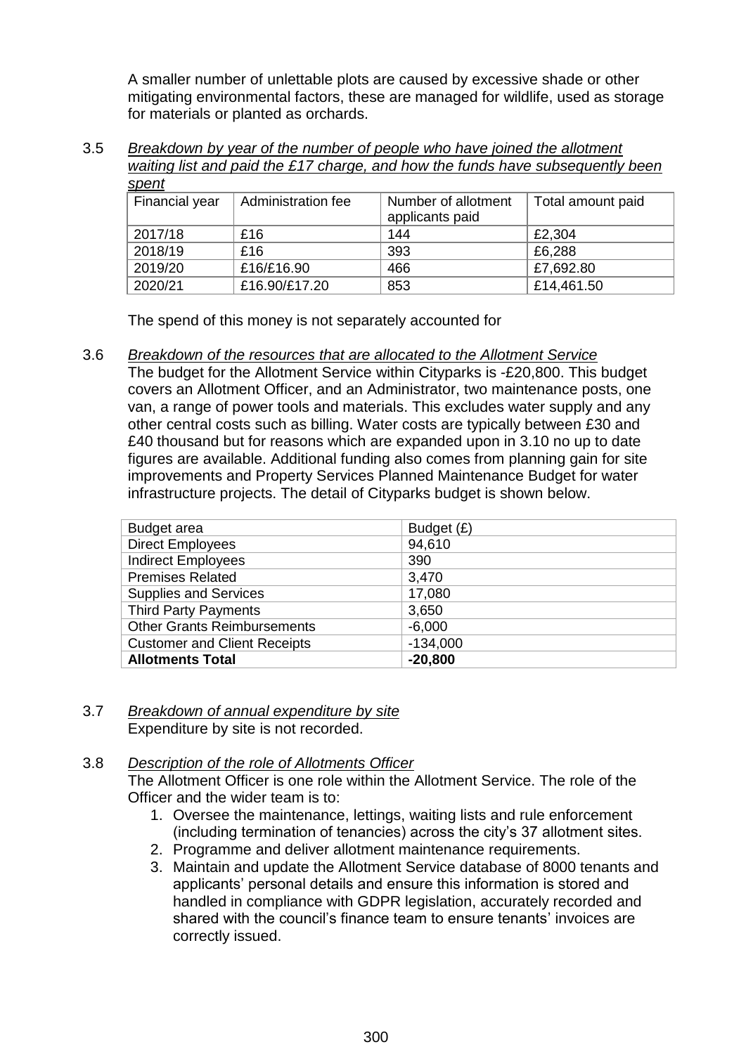A smaller number of unlettable plots are caused by excessive shade or other mitigating environmental factors, these are managed for wildlife, used as storage for materials or planted as orchards.

3.5 *Breakdown by year of the number of people who have joined the allotment waiting list and paid the £17 charge, and how the funds have subsequently been spent*

| Financial year | Administration fee | Number of allotment applicants paid | Total amount paid |
|---|---|---|---|
| 2017/18 | £16 | 144 | £2,304 |
| 2018/19 | £16 | 393 | £6,288 |
| 2019/20 | £16/£16.90 | 466 | £7,692.80 |
| 2020/21 | £16.90/£17.20 | 853 | £14,461.50 |

The spend of this money is not separately accounted for

3.6 *Breakdown of the resources that are allocated to the Allotment Service*
The budget for the Allotment Service within Cityparks is -£20,800. This budget covers an Allotment Officer, and an Administrator, two maintenance posts, one van, a range of power tools and materials. This excludes water supply and any other central costs such as billing. Water costs are typically between £30 and £40 thousand but for reasons which are expanded upon in 3.10 no up to date figures are available. Additional funding also comes from planning gain for site improvements and Property Services Planned Maintenance Budget for water infrastructure projects. The detail of Cityparks budget is shown below.

| Budget area | Budget (£) |
|---|---|
| Direct Employees | 94,610 |
| Indirect Employees | 390 |
| Premises Related | 3,470 |
| Supplies and Services | 17,080 |
| Third Party Payments | 3,650 |
| Other Grants Reimbursements | -6,000 |
| Customer and Client Receipts | -134,000 |
| **Allotments Total** | **-20,800** |

3.7 *Breakdown of annual expenditure by site*
Expenditure by site is not recorded.

3.8 *Description of the role of Allotments Officer*
The Allotment Officer is one role within the Allotment Service. The role of the Officer and the wider team is to:

1. Oversee the maintenance, lettings, waiting lists and rule enforcement (including termination of tenancies) across the city's 37 allotment sites.
2. Programme and deliver allotment maintenance requirements.
3. Maintain and update the Allotment Service database of 8000 tenants and applicants' personal details and ensure this information is stored and handled in compliance with GDPR legislation, accurately recorded and shared with the council's finance team to ensure tenants' invoices are correctly issued.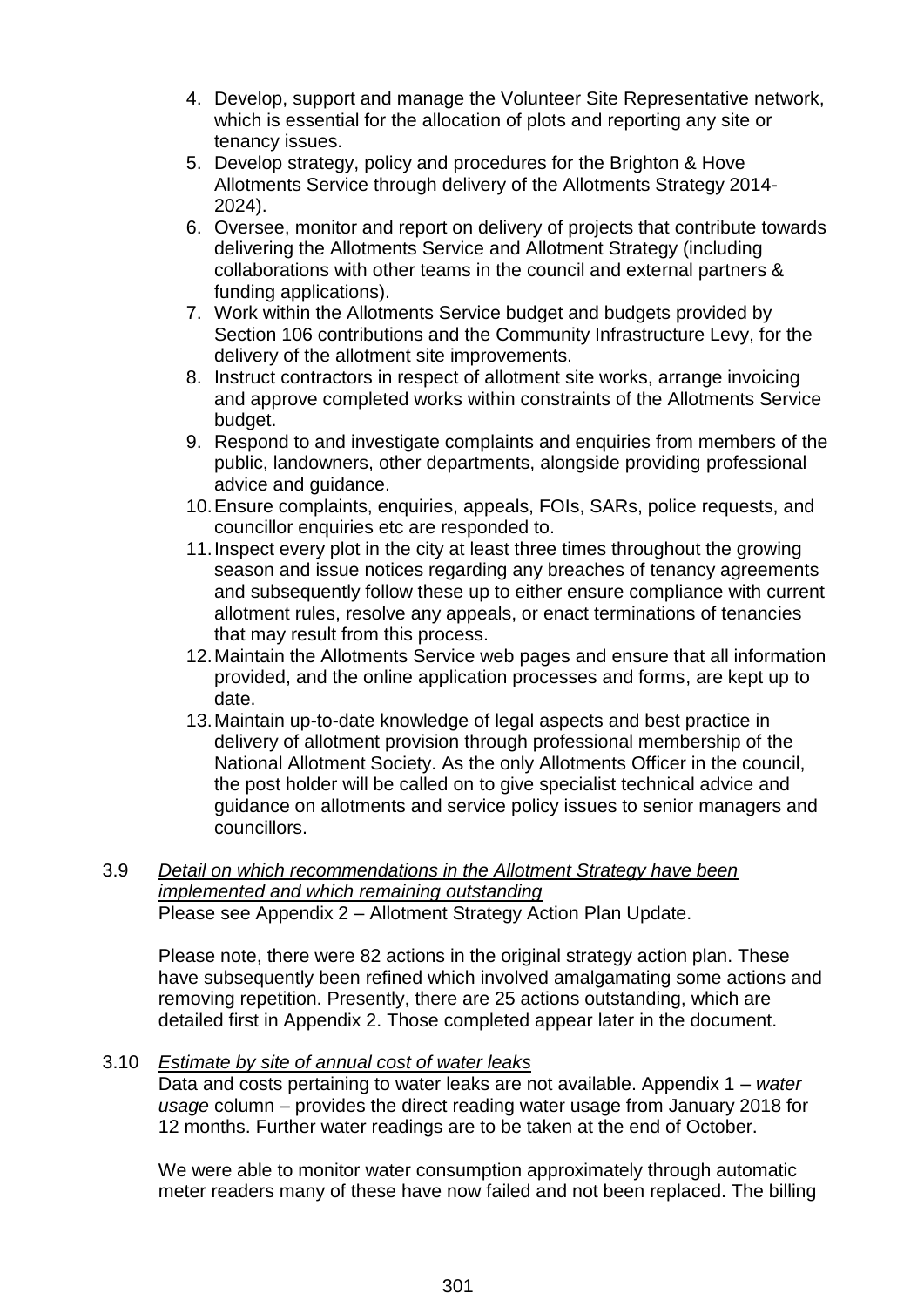4. Develop, support and manage the Volunteer Site Representative network, which is essential for the allocation of plots and reporting any site or tenancy issues.
5. Develop strategy, policy and procedures for the Brighton & Hove Allotments Service through delivery of the Allotments Strategy 2014-2024).
6. Oversee, monitor and report on delivery of projects that contribute towards delivering the Allotments Service and Allotment Strategy (including collaborations with other teams in the council and external partners & funding applications).
7. Work within the Allotments Service budget and budgets provided by Section 106 contributions and the Community Infrastructure Levy, for the delivery of the allotment site improvements.
8. Instruct contractors in respect of allotment site works, arrange invoicing and approve completed works within constraints of the Allotments Service budget.
9. Respond to and investigate complaints and enquiries from members of the public, landowners, other departments, alongside providing professional advice and guidance.
10. Ensure complaints, enquiries, appeals, FOIs, SARs, police requests, and councillor enquiries etc are responded to.
11. Inspect every plot in the city at least three times throughout the growing season and issue notices regarding any breaches of tenancy agreements and subsequently follow these up to either ensure compliance with current allotment rules, resolve any appeals, or enact terminations of tenancies that may result from this process.
12. Maintain the Allotments Service web pages and ensure that all information provided, and the online application processes and forms, are kept up to date.
13. Maintain up-to-date knowledge of legal aspects and best practice in delivery of allotment provision through professional membership of the National Allotment Society. As the only Allotments Officer in the council, the post holder will be called on to give specialist technical advice and guidance on allotments and service policy issues to senior managers and councillors.

3.9 *Detail on which recommendations in the Allotment Strategy have been implemented and which remaining outstanding*

Please see Appendix 2 – Allotment Strategy Action Plan Update.

Please note, there were 82 actions in the original strategy action plan. These have subsequently been refined which involved amalgamating some actions and removing repetition. Presently, there are 25 actions outstanding, which are detailed first in Appendix 2. Those completed appear later in the document.

3.10 *Estimate by site of annual cost of water leaks*

Data and costs pertaining to water leaks are not available. Appendix 1 – *water usage* column – provides the direct reading water usage from January 2018 for 12 months. Further water readings are to be taken at the end of October.

We were able to monitor water consumption approximately through automatic meter readers many of these have now failed and not been replaced. The billing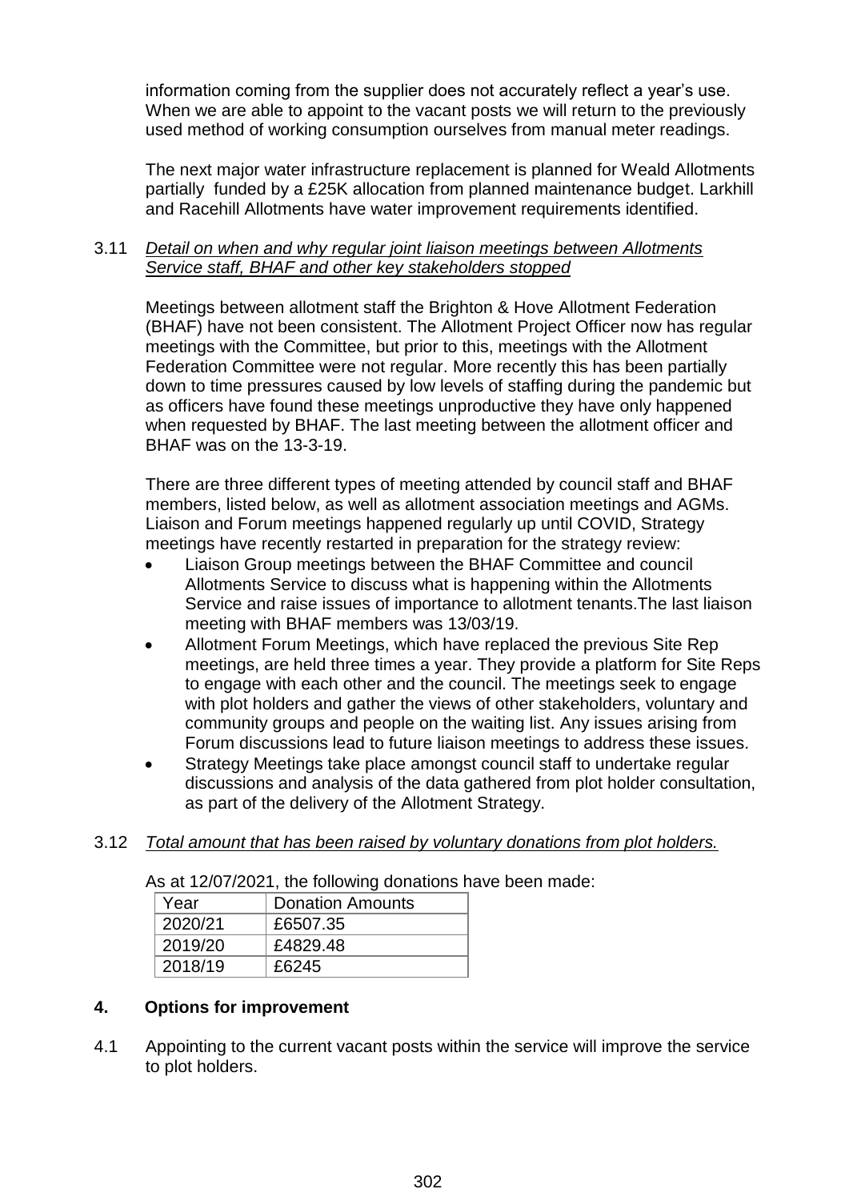information coming from the supplier does not accurately reflect a year's use. When we are able to appoint to the vacant posts we will return to the previously used method of working consumption ourselves from manual meter readings.

The next major water infrastructure replacement is planned for Weald Allotments partially funded by a £25K allocation from planned maintenance budget. Larkhill and Racehill Allotments have water improvement requirements identified.

3.11 *Detail on when and why regular joint liaison meetings between Allotments Service staff, BHAF and other key stakeholders stopped*

Meetings between allotment staff the Brighton & Hove Allotment Federation (BHAF) have not been consistent. The Allotment Project Officer now has regular meetings with the Committee, but prior to this, meetings with the Allotment Federation Committee were not regular. More recently this has been partially down to time pressures caused by low levels of staffing during the pandemic but as officers have found these meetings unproductive they have only happened when requested by BHAF. The last meeting between the allotment officer and BHAF was on the 13-3-19.

There are three different types of meeting attended by council staff and BHAF members, listed below, as well as allotment association meetings and AGMs. Liaison and Forum meetings happened regularly up until COVID, Strategy meetings have recently restarted in preparation for the strategy review:

- Liaison Group meetings between the BHAF Committee and council Allotments Service to discuss what is happening within the Allotments Service and raise issues of importance to allotment tenants.The last liaison meeting with BHAF members was 13/03/19.
- Allotment Forum Meetings, which have replaced the previous Site Rep meetings, are held three times a year. They provide a platform for Site Reps to engage with each other and the council. The meetings seek to engage with plot holders and gather the views of other stakeholders, voluntary and community groups and people on the waiting list. Any issues arising from Forum discussions lead to future liaison meetings to address these issues.
- Strategy Meetings take place amongst council staff to undertake regular discussions and analysis of the data gathered from plot holder consultation, as part of the delivery of the Allotment Strategy.

3.12 *Total amount that has been raised by voluntary donations from plot holders.*

As at 12/07/2021, the following donations have been made:

| Year | Donation Amounts |
|---|---|
| 2020/21 | £6507.35 |
| 2019/20 | £4829.48 |
| 2018/19 | £6245 |

## 4. Options for improvement

4.1 Appointing to the current vacant posts within the service will improve the service to plot holders.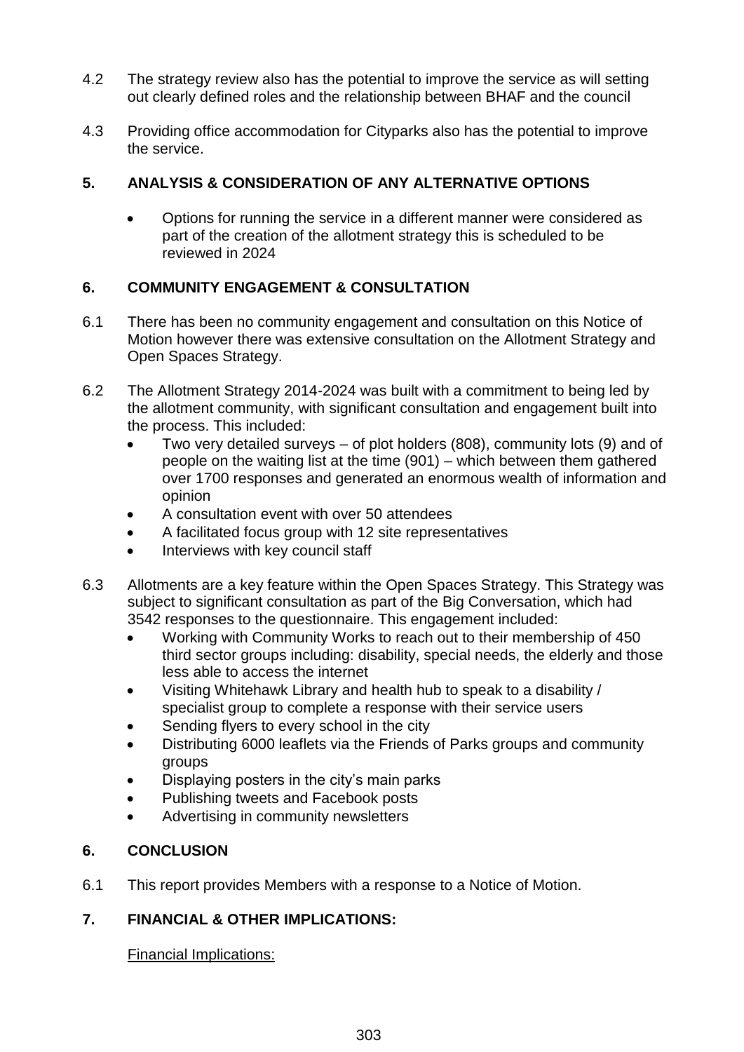4.2 The strategy review also has the potential to improve the service as will setting out clearly defined roles and the relationship between BHAF and the council

4.3 Providing office accommodation for Cityparks also has the potential to improve the service.

## 5. ANALYSIS & CONSIDERATION OF ANY ALTERNATIVE OPTIONS

- Options for running the service in a different manner were considered as part of the creation of the allotment strategy this is scheduled to be reviewed in 2024

## 6. COMMUNITY ENGAGEMENT & CONSULTATION

6.1 There has been no community engagement and consultation on this Notice of Motion however there was extensive consultation on the Allotment Strategy and Open Spaces Strategy.

6.2 The Allotment Strategy 2014-2024 was built with a commitment to being led by the allotment community, with significant consultation and engagement built into the process. This included:

- Two very detailed surveys – of plot holders (808), community lots (9) and of people on the waiting list at the time (901) – which between them gathered over 1700 responses and generated an enormous wealth of information and opinion
- A consultation event with over 50 attendees
- A facilitated focus group with 12 site representatives
- Interviews with key council staff

6.3 Allotments are a key feature within the Open Spaces Strategy. This Strategy was subject to significant consultation as part of the Big Conversation, which had 3542 responses to the questionnaire. This engagement included:

- Working with Community Works to reach out to their membership of 450 third sector groups including: disability, special needs, the elderly and those less able to access the internet
- Visiting Whitehawk Library and health hub to speak to a disability / specialist group to complete a response with their service users
- Sending flyers to every school in the city
- Distributing 6000 leaflets via the Friends of Parks groups and community groups
- Displaying posters in the city's main parks
- Publishing tweets and Facebook posts
- Advertising in community newsletters

## 6. CONCLUSION

6.1 This report provides Members with a response to a Notice of Motion.

## 7. FINANCIAL & OTHER IMPLICATIONS:

Financial Implications: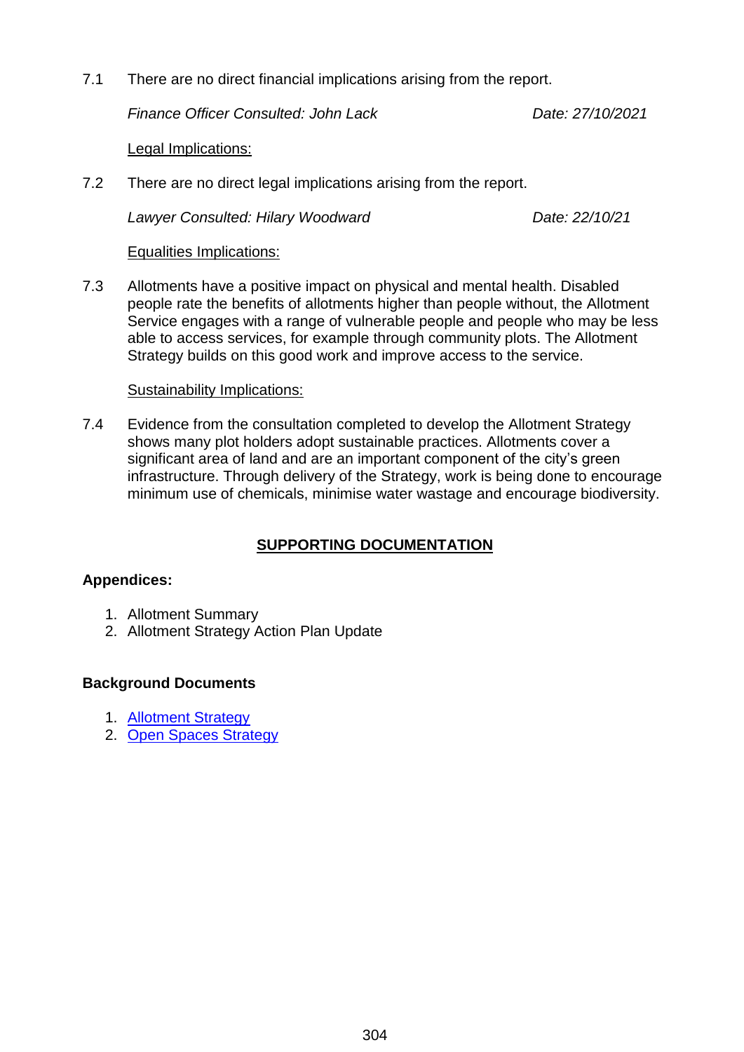7.1 There are no direct financial implications arising from the report.

*Finance Officer Consulted: John Lack* *Date: 27/10/2021*

Legal Implications:

7.2 There are no direct legal implications arising from the report.

*Lawyer Consulted: Hilary Woodward* *Date: 22/10/21*

Equalities Implications:

7.3 Allotments have a positive impact on physical and mental health. Disabled people rate the benefits of allotments higher than people without, the Allotment Service engages with a range of vulnerable people and people who may be less able to access services, for example through community plots. The Allotment Strategy builds on this good work and improve access to the service.

Sustainability Implications:

7.4 Evidence from the consultation completed to develop the Allotment Strategy shows many plot holders adopt sustainable practices. Allotments cover a significant area of land and are an important component of the city's green infrastructure. Through delivery of the Strategy, work is being done to encourage minimum use of chemicals, minimise water wastage and encourage biodiversity.

## SUPPORTING DOCUMENTATION

**Appendices:**

1. Allotment Summary
2. Allotment Strategy Action Plan Update

**Background Documents**

1. Allotment Strategy
2. Open Spaces Strategy